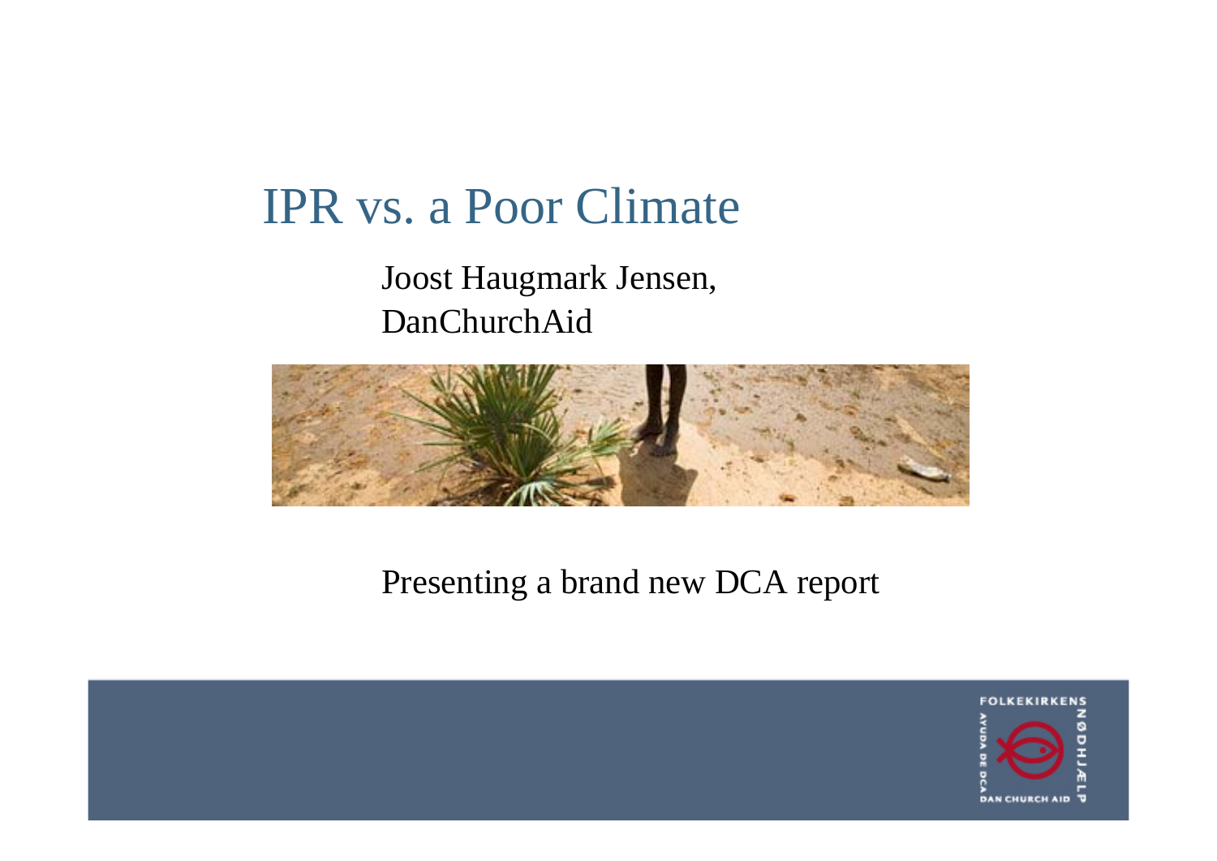# IPR vs. a Poor Climate

Joost Haugmark Jensen,
DanChurchAid

Presenting a brand new DCA report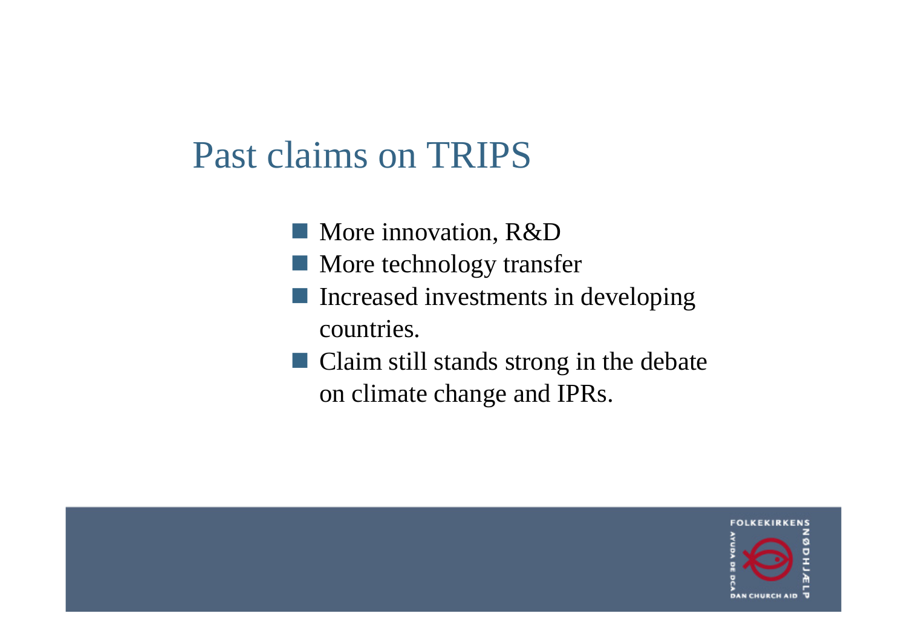# Past claims on TRIPS

- More innovation, R&D
- More technology transfer
- Increased investments in developing countries.
- Claim still stands strong in the debate on climate change and IPRs.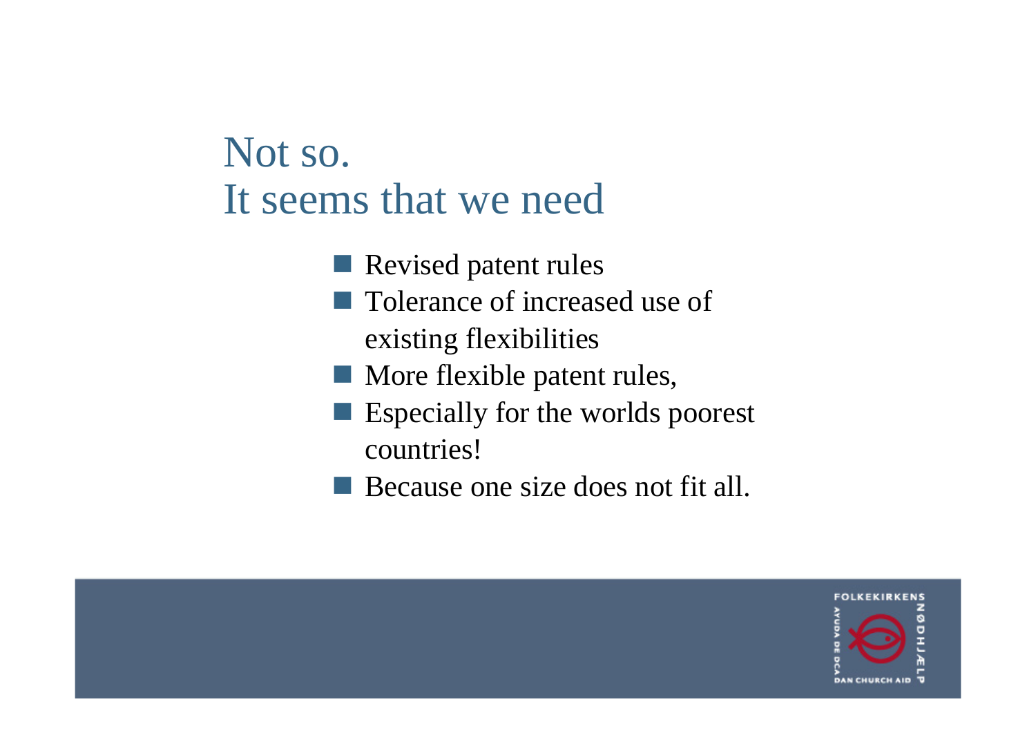# Not so.
# It seems that we need

- Revised patent rules
- Tolerance of increased use of existing flexibilities
- More flexible patent rules,
- Especially for the worlds poorest countries!
- Because one size does not fit all.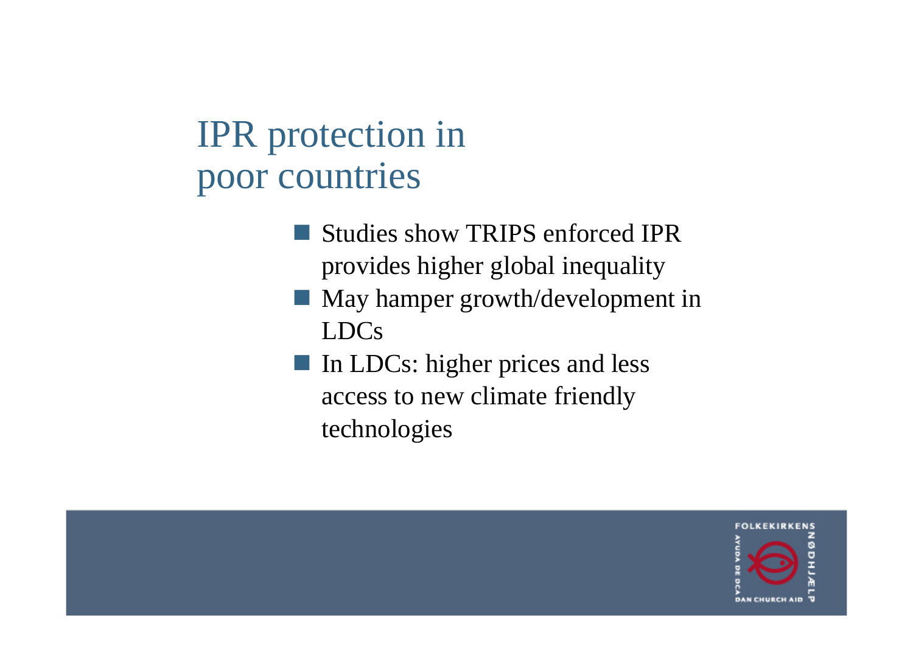# IPR protection in poor countries

- Studies show TRIPS enforced IPR provides higher global inequality
- May hamper growth/development in LDCs
- In LDCs: higher prices and less access to new climate friendly technologies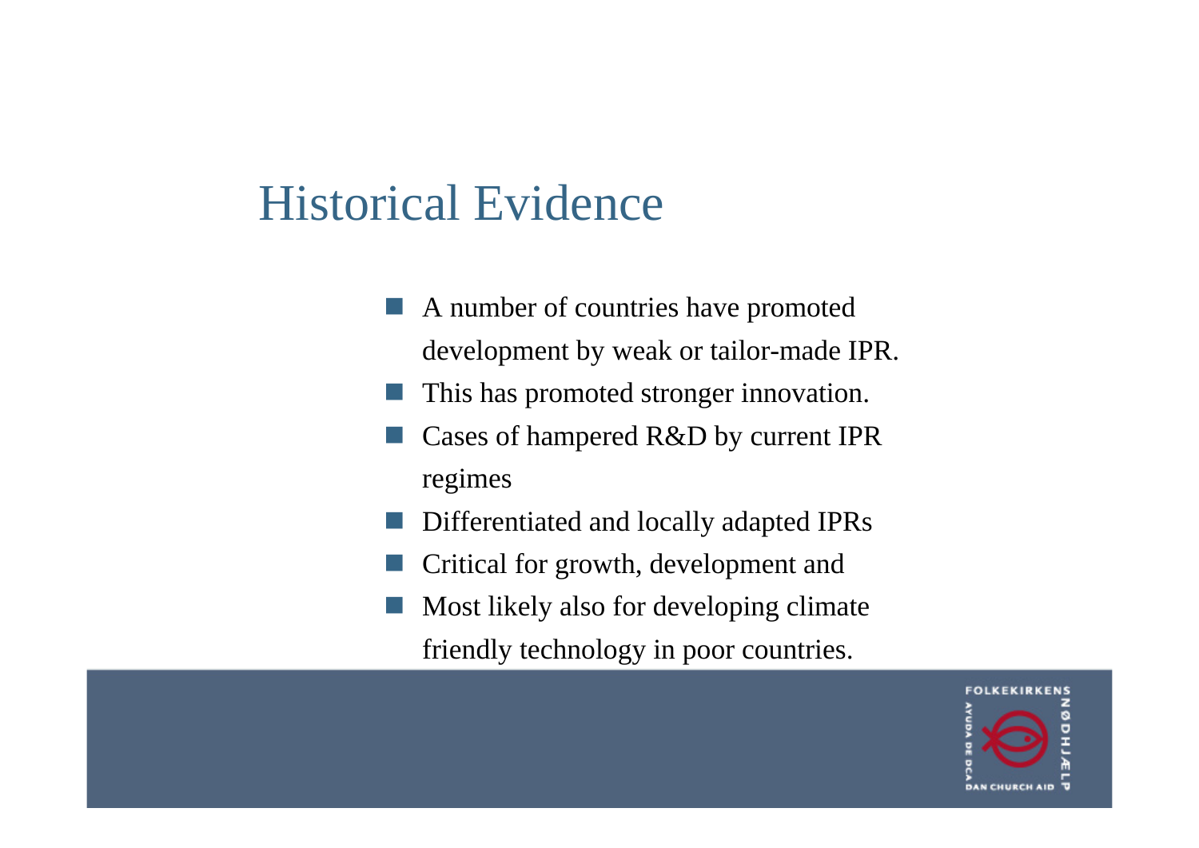# Historical Evidence

- A number of countries have promoted development by weak or tailor-made IPR.
- This has promoted stronger innovation.
- Cases of hampered R&D by current IPR regimes
- Differentiated and locally adapted IPRs
- Critical for growth, development and
- Most likely also for developing climate friendly technology in poor countries.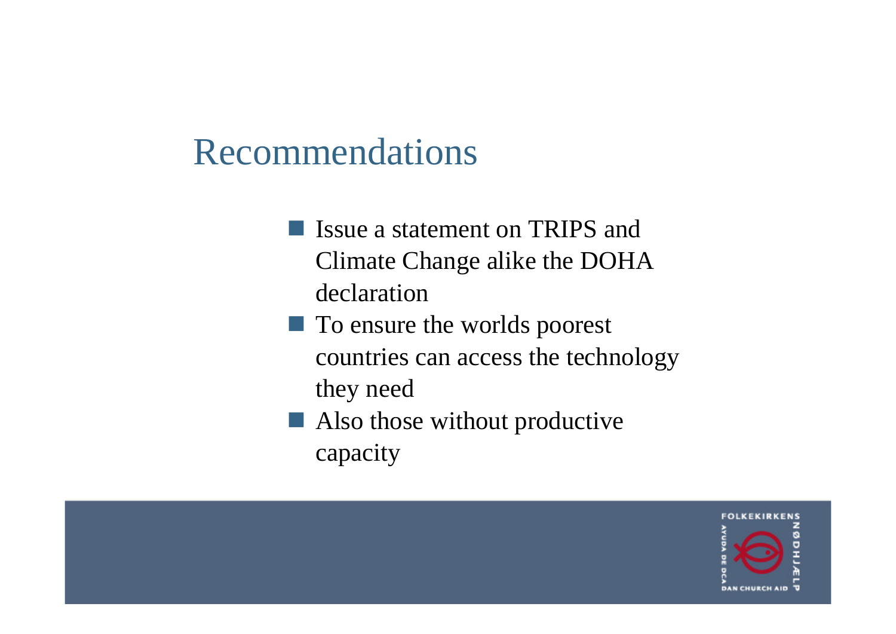# Recommendations

- Issue a statement on TRIPS and Climate Change alike the DOHA declaration
- To ensure the worlds poorest countries can access the technology they need
- Also those without productive capacity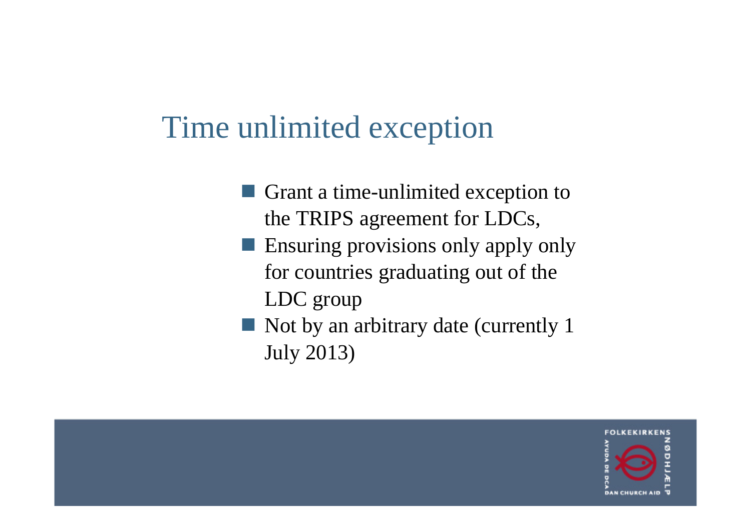# Time unlimited exception

- Grant a time-unlimited exception to the TRIPS agreement for LDCs,
- Ensuring provisions only apply only for countries graduating out of the LDC group
- Not by an arbitrary date (currently 1 July 2013)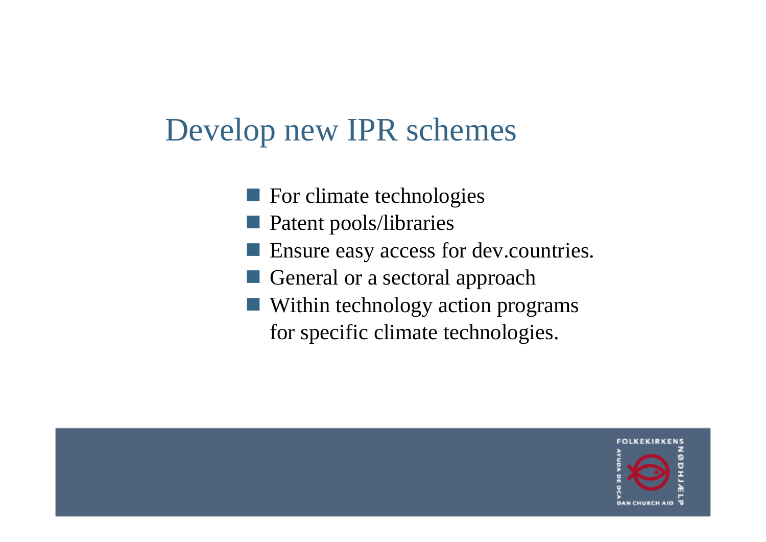# Develop new IPR schemes

- For climate technologies
- Patent pools/libraries
- Ensure easy access for dev.countries.
- General or a sectoral approach
- Within technology action programs for specific climate technologies.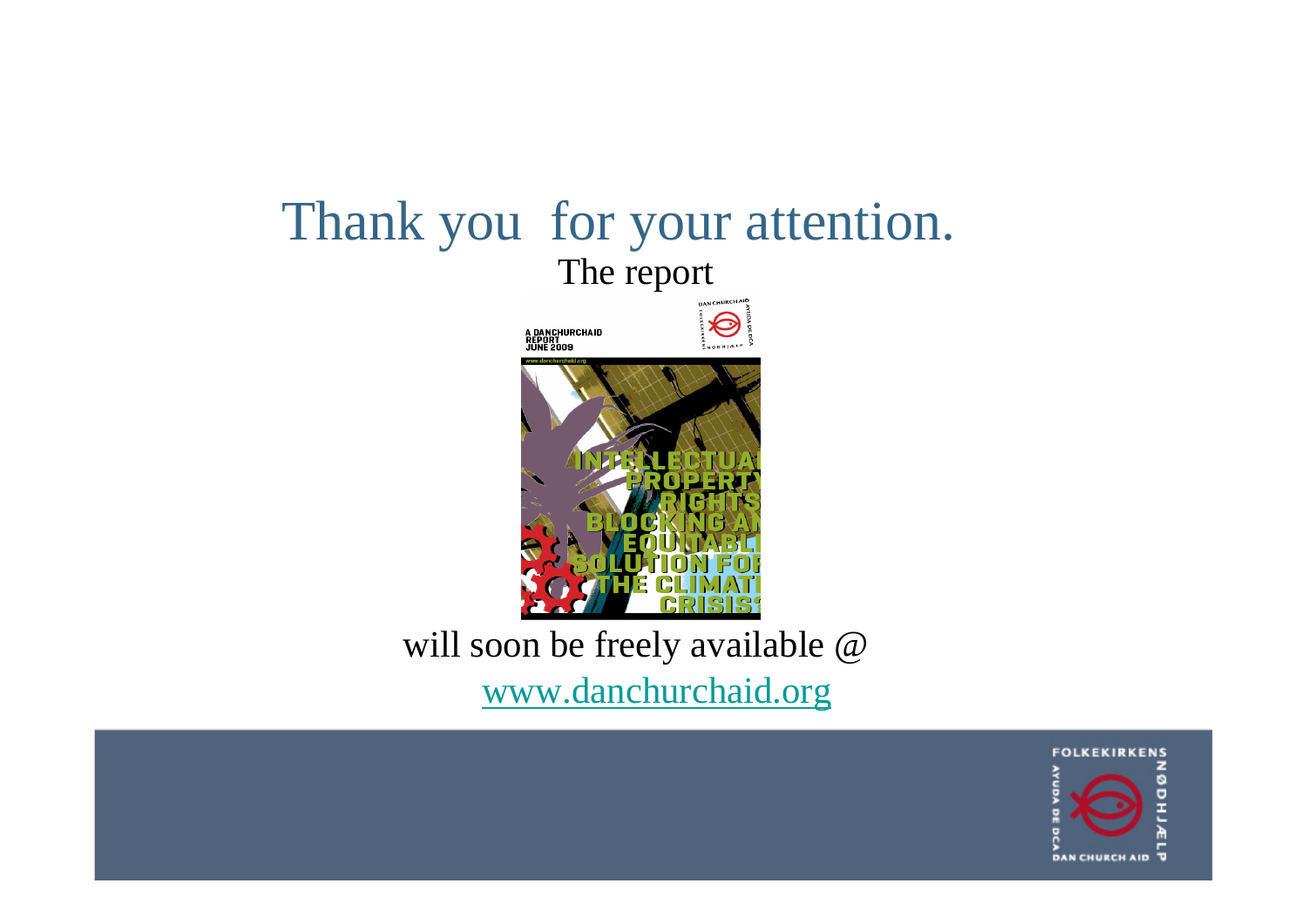# Thank you for your attention.

The report

will soon be freely available @ www.danchurchaid.org